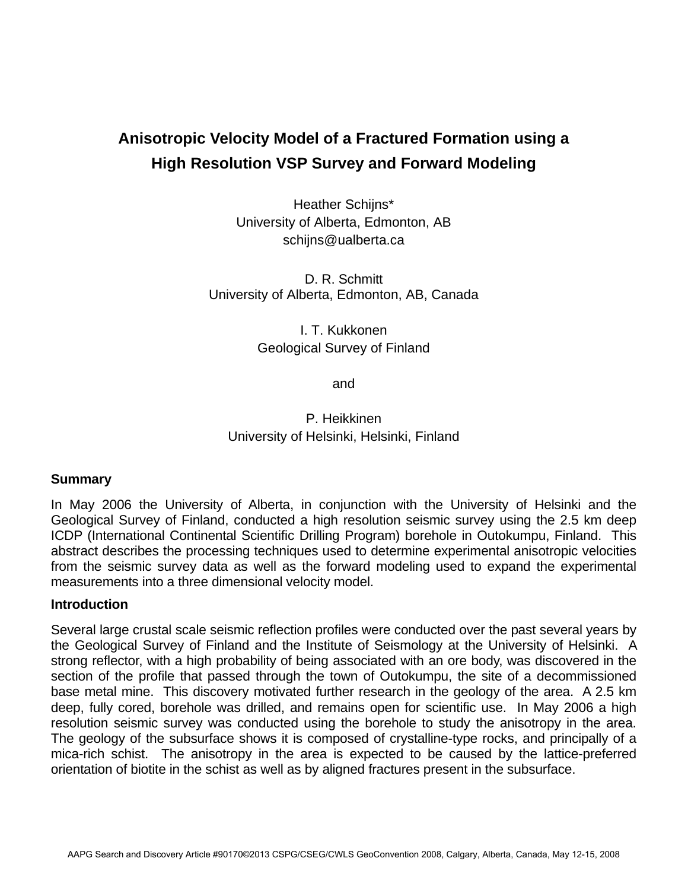# Anisotropic Velocity Model of a Fractured Formation using a High Resolution VSP Survey and Forward Modeling

Heather Schijns*
University of Alberta, Edmonton, AB
schijns@ualberta.ca

D. R. Schmitt
University of Alberta, Edmonton, AB, Canada

I. T. Kukkonen
Geological Survey of Finland

and

P. Heikkinen
University of Helsinki, Helsinki, Finland

## Summary

In May 2006 the University of Alberta, in conjunction with the University of Helsinki and the Geological Survey of Finland, conducted a high resolution seismic survey using the 2.5 km deep ICDP (International Continental Scientific Drilling Program) borehole in Outokumpu, Finland. This abstract describes the processing techniques used to determine experimental anisotropic velocities from the seismic survey data as well as the forward modeling used to expand the experimental measurements into a three dimensional velocity model.

## Introduction

Several large crustal scale seismic reflection profiles were conducted over the past several years by the Geological Survey of Finland and the Institute of Seismology at the University of Helsinki. A strong reflector, with a high probability of being associated with an ore body, was discovered in the section of the profile that passed through the town of Outokumpu, the site of a decommissioned base metal mine. This discovery motivated further research in the geology of the area. A 2.5 km deep, fully cored, borehole was drilled, and remains open for scientific use. In May 2006 a high resolution seismic survey was conducted using the borehole to study the anisotropy in the area. The geology of the subsurface shows it is composed of crystalline-type rocks, and principally of a mica-rich schist. The anisotropy in the area is expected to be caused by the lattice-preferred orientation of biotite in the schist as well as by aligned fractures present in the subsurface.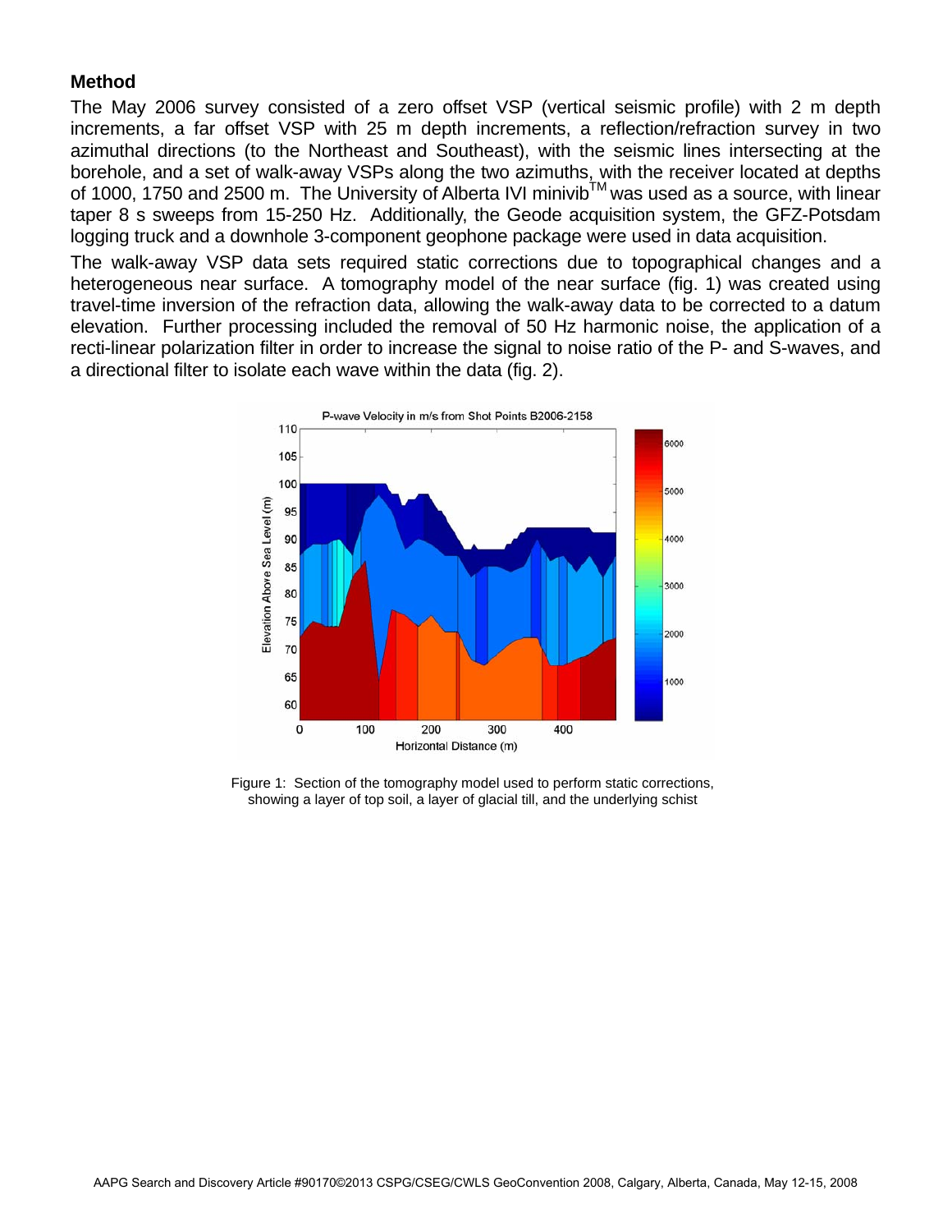## Method

The May 2006 survey consisted of a zero offset VSP (vertical seismic profile) with 2 m depth increments, a far offset VSP with 25 m depth increments, a reflection/refraction survey in two azimuthal directions (to the Northeast and Southeast), with the seismic lines intersecting at the borehole, and a set of walk-away VSPs along the two azimuths, with the receiver located at depths of 1000, 1750 and 2500 m. The University of Alberta IVI minivib™ was used as a source, with linear taper 8 s sweeps from 15-250 Hz. Additionally, the Geode acquisition system, the GFZ-Potsdam logging truck and a downhole 3-component geophone package were used in data acquisition.

The walk-away VSP data sets required static corrections due to topographical changes and a heterogeneous near surface. A tomography model of the near surface (fig. 1) was created using travel-time inversion of the refraction data, allowing the walk-away data to be corrected to a datum elevation. Further processing included the removal of 50 Hz harmonic noise, the application of a recti-linear polarization filter in order to increase the signal to noise ratio of the P- and S-waves, and a directional filter to isolate each wave within the data (fig. 2).

Figure 1: Section of the tomography model used to perform static corrections, showing a layer of top soil, a layer of glacial till, and the underlying schist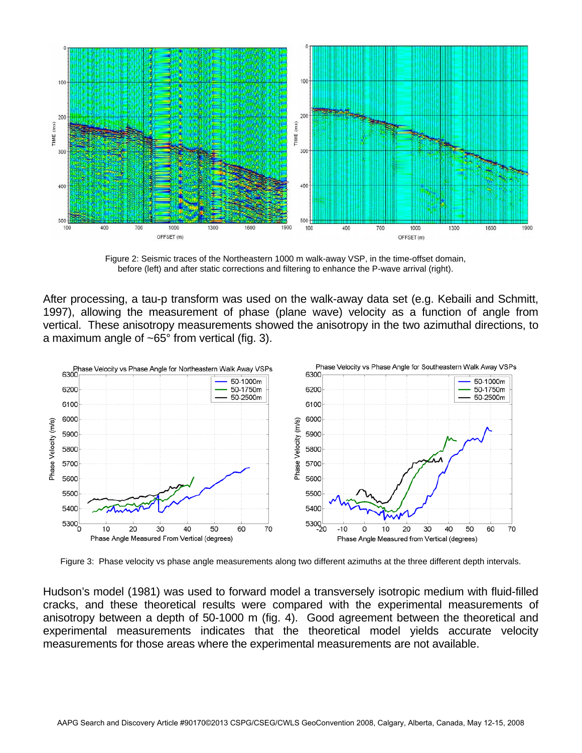Figure 2: Seismic traces of the Northeastern 1000 m walk-away VSP, in the time-offset domain, before (left) and after static corrections and filtering to enhance the P-wave arrival (right).

After processing, a tau-p transform was used on the walk-away data set (e.g. Kebaili and Schmitt, 1997), allowing the measurement of phase (plane wave) velocity as a function of angle from vertical. These anisotropy measurements showed the anisotropy in the two azimuthal directions, to a maximum angle of ~65° from vertical (fig. 3).

Figure 3: Phase velocity vs phase angle measurements along two different azimuths at the three different depth intervals.

Hudson's model (1981) was used to forward model a transversely isotropic medium with fluid-filled cracks, and these theoretical results were compared with the experimental measurements of anisotropy between a depth of 50-1000 m (fig. 4). Good agreement between the theoretical and experimental measurements indicates that the theoretical model yields accurate velocity measurements for those areas where the experimental measurements are not available.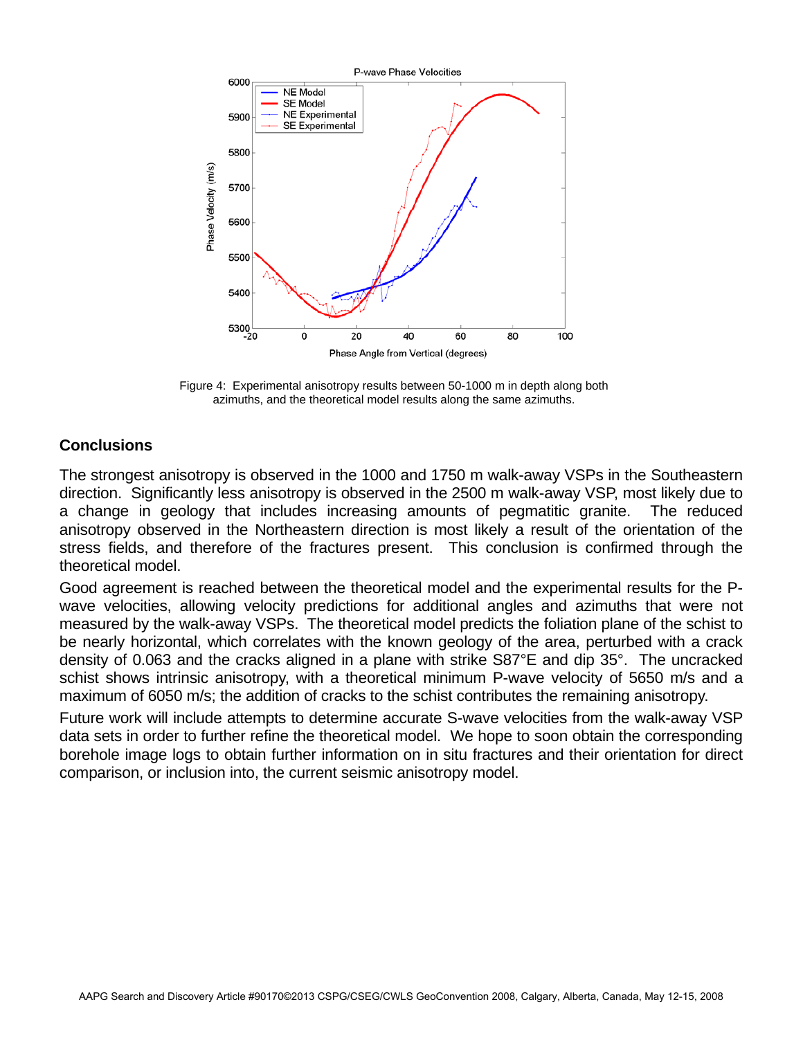Figure 4: Experimental anisotropy results between 50-1000 m in depth along both azimuths, and the theoretical model results along the same azimuths.

## Conclusions

The strongest anisotropy is observed in the 1000 and 1750 m walk-away VSPs in the Southeastern direction. Significantly less anisotropy is observed in the 2500 m walk-away VSP, most likely due to a change in geology that includes increasing amounts of pegmatitic granite. The reduced anisotropy observed in the Northeastern direction is most likely a result of the orientation of the stress fields, and therefore of the fractures present. This conclusion is confirmed through the theoretical model.

Good agreement is reached between the theoretical model and the experimental results for the P-wave velocities, allowing velocity predictions for additional angles and azimuths that were not measured by the walk-away VSPs. The theoretical model predicts the foliation plane of the schist to be nearly horizontal, which correlates with the known geology of the area, perturbed with a crack density of 0.063 and the cracks aligned in a plane with strike S87°E and dip 35°. The uncracked schist shows intrinsic anisotropy, with a theoretical minimum P-wave velocity of 5650 m/s and a maximum of 6050 m/s; the addition of cracks to the schist contributes the remaining anisotropy.

Future work will include attempts to determine accurate S-wave velocities from the walk-away VSP data sets in order to further refine the theoretical model. We hope to soon obtain the corresponding borehole image logs to obtain further information on in situ fractures and their orientation for direct comparison, or inclusion into, the current seismic anisotropy model.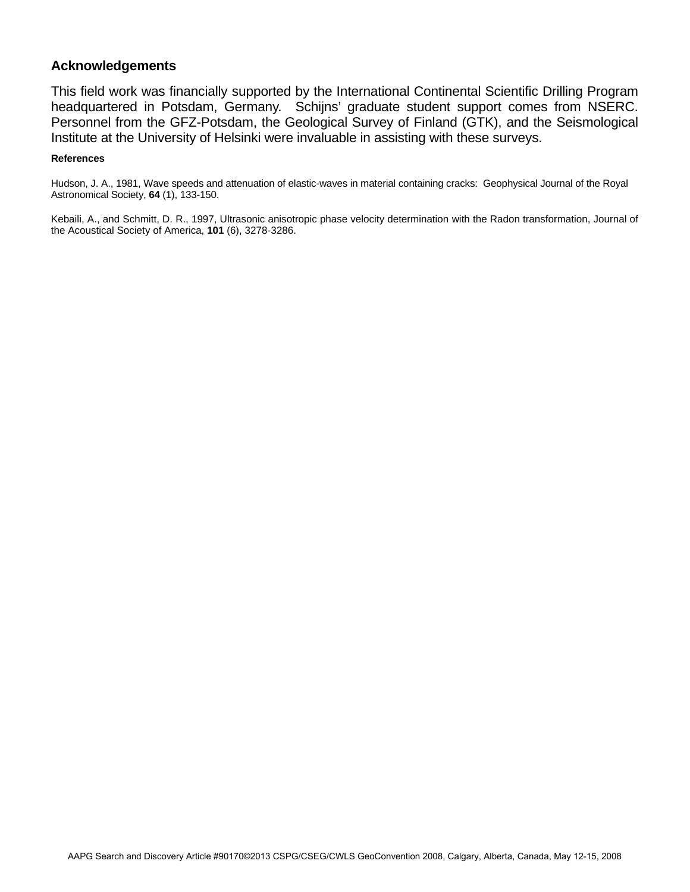## Acknowledgements

This field work was financially supported by the International Continental Scientific Drilling Program headquartered in Potsdam, Germany. Schijns' graduate student support comes from NSERC. Personnel from the GFZ-Potsdam, the Geological Survey of Finland (GTK), and the Seismological Institute at the University of Helsinki were invaluable in assisting with these surveys.

### References

Hudson, J. A., 1981, Wave speeds and attenuation of elastic-waves in material containing cracks: Geophysical Journal of the Royal Astronomical Society, **64** (1), 133-150.

Kebaili, A., and Schmitt, D. R., 1997, Ultrasonic anisotropic phase velocity determination with the Radon transformation, Journal of the Acoustical Society of America, **101** (6), 3278-3286.